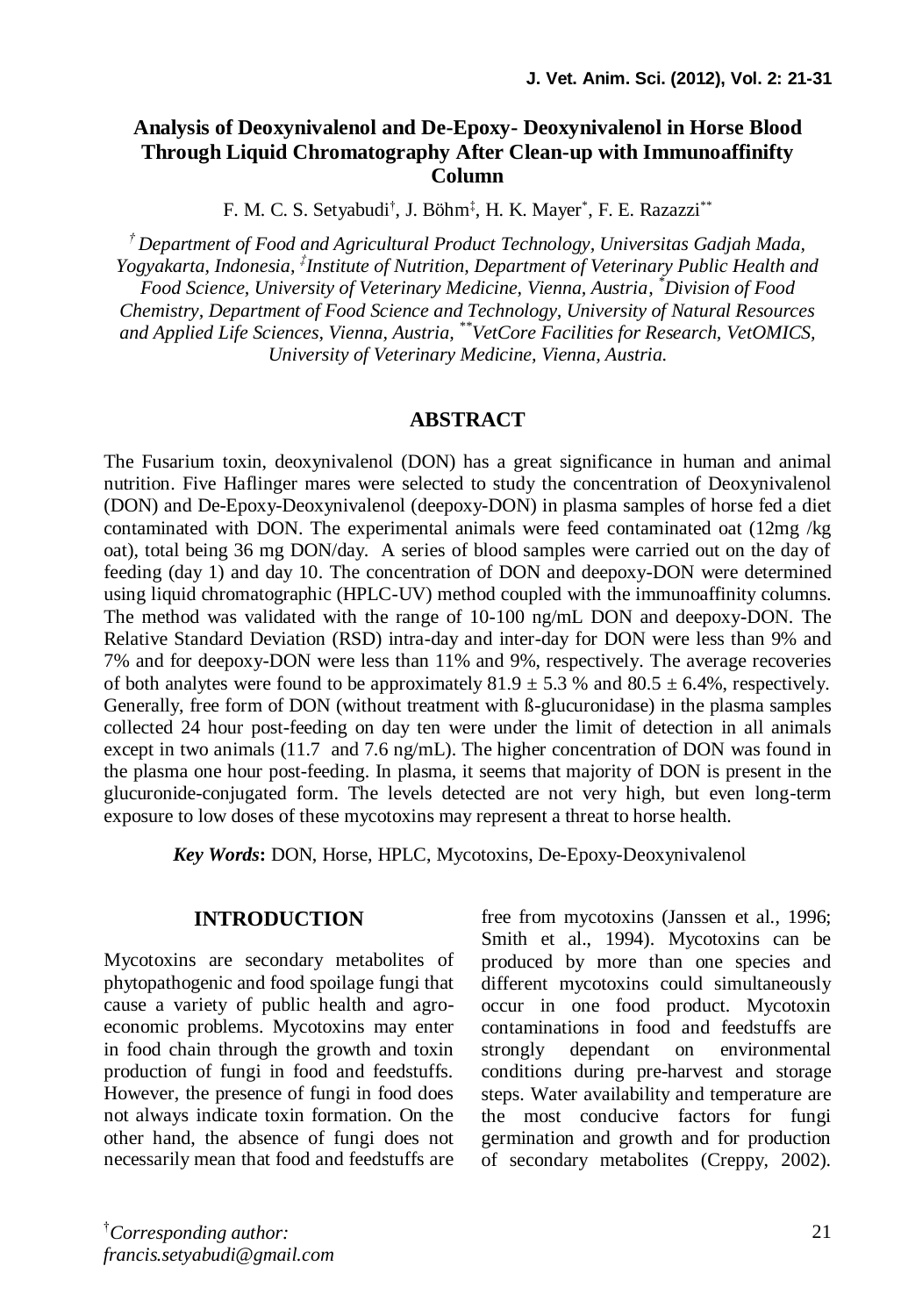# Analysis of Deoxynivalenol and De-Epoxy- Deoxynivalenol in Horse Blood Through Liquid Chromatography After Clean-up with Immunoaffinifty Column

F. M. C. S. Setyabudi[†], J. Böhm[‡], H. K. Mayer[*], F. E. Razazzi[**]

[†] *Department of Food and Agricultural Product Technology, Universitas Gadjah Mada, Yogyakarta, Indonesia,* [‡]*Institute of Nutrition, Department of Veterinary Public Health and Food Science, University of Veterinary Medicine, Vienna, Austria,* [*]*Division of Food Chemistry, Department of Food Science and Technology, University of Natural Resources and Applied Life Sciences, Vienna, Austria,* [**]*VetCore Facilities for Research, VetOMICS, University of Veterinary Medicine, Vienna, Austria.*

## ABSTRACT

The Fusarium toxin, deoxynivalenol (DON) has a great significance in human and animal nutrition. Five Haflinger mares were selected to study the concentration of Deoxynivalenol (DON) and De-Epoxy-Deoxynivalenol (deepoxy-DON) in plasma samples of horse fed a diet contaminated with DON. The experimental animals were feed contaminated oat (12mg /kg oat), total being 36 mg DON/day. A series of blood samples were carried out on the day of feeding (day 1) and day 10. The concentration of DON and deepoxy-DON were determined using liquid chromatographic (HPLC-UV) method coupled with the immunoaffinity columns. The method was validated with the range of 10-100 ng/mL DON and deepoxy-DON. The Relative Standard Deviation (RSD) intra-day and inter-day for DON were less than 9% and 7% and for deepoxy-DON were less than 11% and 9%, respectively. The average recoveries of both analytes were found to be approximately $81.9 \pm 5.3$ % and $80.5 \pm 6.4$%, respectively. Generally, free form of DON (without treatment with ß-glucuronidase) in the plasma samples collected 24 hour post-feeding on day ten were under the limit of detection in all animals except in two animals (11.7 and 7.6 ng/mL). The higher concentration of DON was found in the plasma one hour post-feeding. In plasma, it seems that majority of DON is present in the glucuronide-conjugated form. The levels detected are not very high, but even long-term exposure to low doses of these mycotoxins may represent a threat to horse health.

***Key Words*****:** DON, Horse, HPLC, Mycotoxins, De-Epoxy-Deoxynivalenol

## INTRODUCTION

Mycotoxins are secondary metabolites of phytopathogenic and food spoilage fungi that cause a variety of public health and agro-economic problems. Mycotoxins may enter in food chain through the growth and toxin production of fungi in food and feedstuffs. However, the presence of fungi in food does not always indicate toxin formation. On the other hand, the absence of fungi does not necessarily mean that food and feedstuffs are free from mycotoxins (Janssen et al., 1996; Smith et al., 1994). Mycotoxins can be produced by more than one species and different mycotoxins could simultaneously occur in one food product. Mycotoxin contaminations in food and feedstuffs are strongly dependant on environmental conditions during pre-harvest and storage steps. Water availability and temperature are the most conducive factors for fungi germination and growth and for production of secondary metabolites (Creppy, 2002).

[†]*Corresponding author: francis.setyabudi@gmail.com*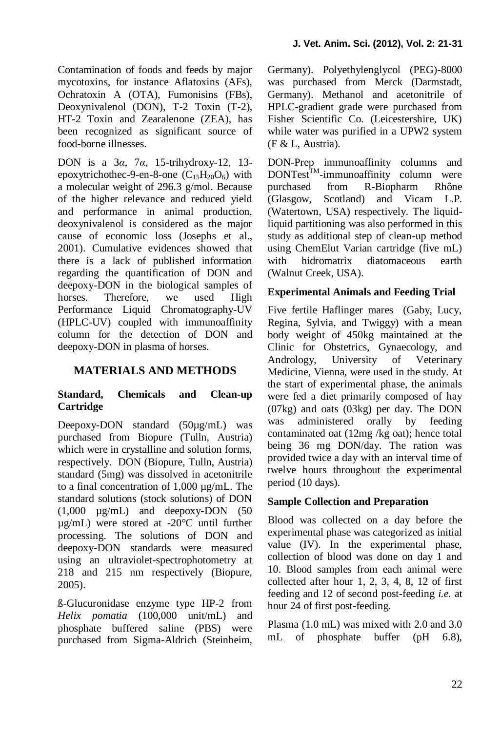Contamination of foods and feeds by major mycotoxins, for instance Aflatoxins (AFs), Ochratoxin A (OTA), Fumonisins (FBs), Deoxynivalenol (DON), T-2 Toxin (T-2), HT-2 Toxin and Zearalenone (ZEA), has been recognized as significant source of food-borne illnesses.

DON is a 3*α*, 7*α*, 15-trihydroxy-12, 13-epoxytrichothec-9-en-8-one ($C_{15}H_{20}O_6$) with a molecular weight of 296.3 g/mol. Because of the higher relevance and reduced yield and performance in animal production, deoxynivalenol is considered as the major cause of economic loss (Josephs et al., 2001). Cumulative evidences showed that there is a lack of published information regarding the quantification of DON and deepoxy-DON in the biological samples of horses. Therefore, we used High Performance Liquid Chromatography-UV (HPLC-UV) coupled with immunoaffinity column for the detection of DON and deepoxy-DON in plasma of horses.

## MATERIALS AND METHODS

### Standard, Chemicals and Clean-up Cartridge

Deepoxy-DON standard (50µg/mL) was purchased from Biopure (Tulln, Austria) which were in crystalline and solution forms, respectively. DON (Biopure, Tulln, Austria) standard (5mg) was dissolved in acetonitrile to a final concentration of 1,000 µg/mL. The standard solutions (stock solutions) of DON (1,000 µg/mL) and deepoxy-DON (50 µg/mL) were stored at -20°C until further processing. The solutions of DON and deepoxy-DON standards were measured using an ultraviolet-spectrophotometry at 218 and 215 nm respectively (Biopure, 2005).

ß-Glucuronidase enzyme type HP-2 from *Helix pomatia* (100,000 unit/mL) and phosphate buffered saline (PBS) were purchased from Sigma-Aldrich (Steinheim, Germany). Polyethylenglycol (PEG)-8000 was purchased from Merck (Darmstadt, Germany). Methanol and acetonitrile of HPLC-gradient grade were purchased from Fisher Scientific Co. (Leicestershire, UK) while water was purified in a UPW2 system (F & L, Austria).

DON-Prep immunoaffinity columns and DONTest$^{TM}$-immunoaffinity column were purchased from R-Biopharm Rhône (Glasgow, Scotland) and Vicam L.P. (Watertown, USA) respectively. The liquid-liquid partitioning was also performed in this study as additional step of clean-up method using ChemElut Varian cartridge (five mL) with hidromatrix diatomaceous earth (Walnut Creek, USA).

### Experimental Animals and Feeding Trial

Five fertile Haflinger mares (Gaby, Lucy, Regina, Sylvia, and Twiggy) with a mean body weight of 450kg maintained at the Clinic for Obstetrics, Gynaecology, and Andrology, University of Veterinary Medicine, Vienna, were used in the study. At the start of experimental phase, the animals were fed a diet primarily composed of hay (07kg) and oats (03kg) per day. The DON was administered orally by feeding contaminated oat (12mg /kg oat); hence total being 36 mg DON/day. The ration was provided twice a day with an interval time of twelve hours throughout the experimental period (10 days).

### Sample Collection and Preparation

Blood was collected on a day before the experimental phase was categorized as initial value (IV). In the experimental phase, collection of blood was done on day 1 and 10. Blood samples from each animal were collected after hour 1, 2, 3, 4, 8, 12 of first feeding and 12 of second post-feeding *i.e.* at hour 24 of first post-feeding.

Plasma (1.0 mL) was mixed with 2.0 and 3.0 mL of phosphate buffer (pH 6.8),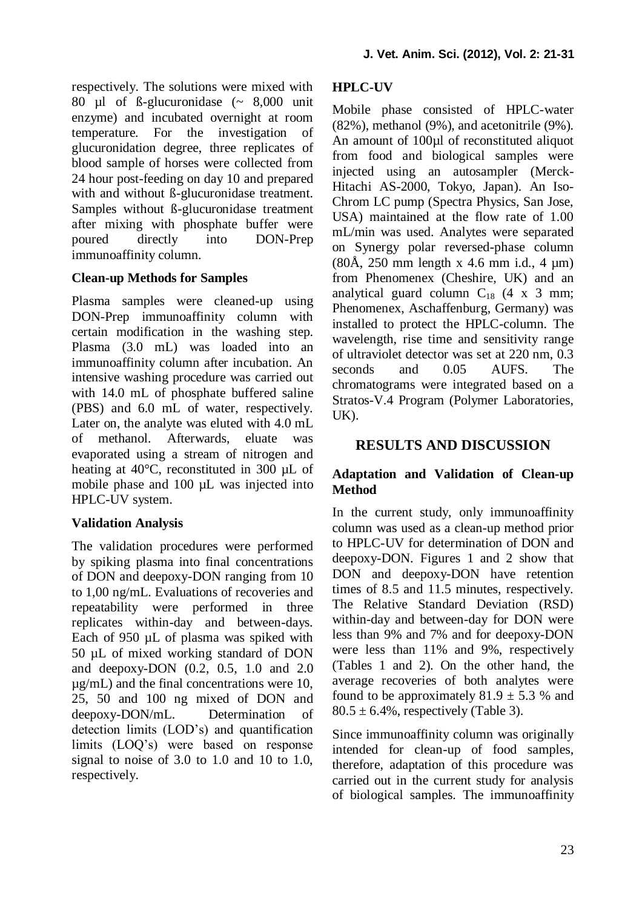respectively. The solutions were mixed with 80 µl of ß-glucuronidase (~ 8,000 unit enzyme) and incubated overnight at room temperature. For the investigation of glucuronidation degree, three replicates of blood sample of horses were collected from 24 hour post-feeding on day 10 and prepared with and without ß-glucuronidase treatment. Samples without ß-glucuronidase treatment after mixing with phosphate buffer were poured directly into DON-Prep immunoaffinity column.

### Clean-up Methods for Samples

Plasma samples were cleaned-up using DON-Prep immunoaffinity column with certain modification in the washing step. Plasma (3.0 mL) was loaded into an immunoaffinity column after incubation. An intensive washing procedure was carried out with 14.0 mL of phosphate buffered saline (PBS) and 6.0 mL of water, respectively. Later on, the analyte was eluted with 4.0 mL of methanol. Afterwards, eluate was evaporated using a stream of nitrogen and heating at 40°C, reconstituted in 300 µL of mobile phase and 100 µL was injected into HPLC-UV system.

### Validation Analysis

The validation procedures were performed by spiking plasma into final concentrations of DON and deepoxy-DON ranging from 10 to 1,00 ng/mL. Evaluations of recoveries and repeatability were performed in three replicates within-day and between-days. Each of 950 µL of plasma was spiked with 50 µL of mixed working standard of DON and deepoxy-DON (0.2, 0.5, 1.0 and 2.0 µg/mL) and the final concentrations were 10, 25, 50 and 100 ng mixed of DON and deepoxy-DON/mL. Determination of detection limits (LOD's) and quantification limits (LOQ's) were based on response signal to noise of 3.0 to 1.0 and 10 to 1.0, respectively.

### HPLC-UV

Mobile phase consisted of HPLC-water (82%), methanol (9%), and acetonitrile (9%). An amount of 100µl of reconstituted aliquot from food and biological samples were injected using an autosampler (Merck-Hitachi AS-2000, Tokyo, Japan). An Iso-Chrom LC pump (Spectra Physics, San Jose, USA) maintained at the flow rate of 1.00 mL/min was used. Analytes were separated on Synergy polar reversed-phase column (80Å, 250 mm length x 4.6 mm i.d., 4 µm) from Phenomenex (Cheshire, UK) and an analytical guard column $C_{18}$ (4 x 3 mm; Phenomenex, Aschaffenburg, Germany) was installed to protect the HPLC-column. The wavelength, rise time and sensitivity range of ultraviolet detector was set at 220 nm, 0.3 seconds and 0.05 AUFS. The chromatograms were integrated based on a Stratos-V.4 Program (Polymer Laboratories, UK).

## RESULTS AND DISCUSSION

### Adaptation and Validation of Clean-up Method

In the current study, only immunoaffinity column was used as a clean-up method prior to HPLC-UV for determination of DON and deepoxy-DON. Figures 1 and 2 show that DON and deepoxy-DON have retention times of 8.5 and 11.5 minutes, respectively. The Relative Standard Deviation (RSD) within-day and between-day for DON were less than 9% and 7% and for deepoxy-DON were less than 11% and 9%, respectively (Tables 1 and 2). On the other hand, the average recoveries of both analytes were found to be approximately 81.9 ± 5.3 % and 80.5 ± 6.4%, respectively (Table 3).

Since immunoaffinity column was originally intended for clean-up of food samples, therefore, adaptation of this procedure was carried out in the current study for analysis of biological samples. The immunoaffinity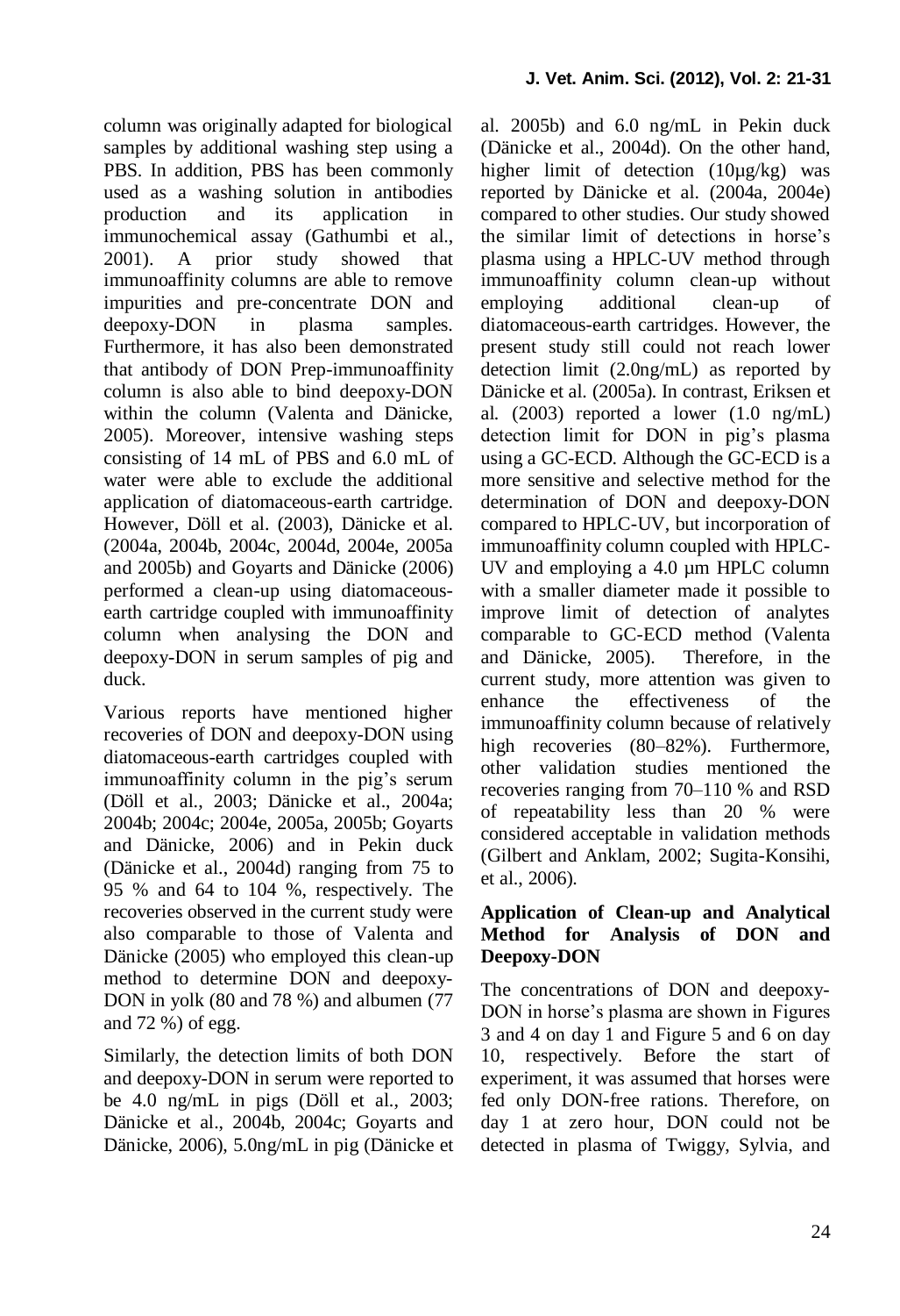column was originally adapted for biological samples by additional washing step using a PBS. In addition, PBS has been commonly used as a washing solution in antibodies production and its application in immunochemical assay (Gathumbi et al., 2001). A prior study showed that immunoaffinity columns are able to remove impurities and pre-concentrate DON and deepoxy-DON in plasma samples. Furthermore, it has also been demonstrated that antibody of DON Prep-immunoaffinity column is also able to bind deepoxy-DON within the column (Valenta and Dänicke, 2005). Moreover, intensive washing steps consisting of 14 mL of PBS and 6.0 mL of water were able to exclude the additional application of diatomaceous-earth cartridge. However, Döll et al. (2003), Dänicke et al. (2004a, 2004b, 2004c, 2004d, 2004e, 2005a and 2005b) and Goyarts and Dänicke (2006) performed a clean-up using diatomaceous-earth cartridge coupled with immunoaffinity column when analysing the DON and deepoxy-DON in serum samples of pig and duck.

Various reports have mentioned higher recoveries of DON and deepoxy-DON using diatomaceous-earth cartridges coupled with immunoaffinity column in the pig's serum (Döll et al., 2003; Dänicke et al., 2004a; 2004b; 2004c; 2004e, 2005a, 2005b; Goyarts and Dänicke, 2006) and in Pekin duck (Dänicke et al., 2004d) ranging from 75 to 95 % and 64 to 104 %, respectively. The recoveries observed in the current study were also comparable to those of Valenta and Dänicke (2005) who employed this clean-up method to determine DON and deepoxy-DON in yolk (80 and 78 %) and albumen (77 and 72 %) of egg.

Similarly, the detection limits of both DON and deepoxy-DON in serum were reported to be 4.0 ng/mL in pigs (Döll et al., 2003; Dänicke et al., 2004b, 2004c; Goyarts and Dänicke, 2006), 5.0ng/mL in pig (Dänicke et al. 2005b) and 6.0 ng/mL in Pekin duck (Dänicke et al., 2004d). On the other hand, higher limit of detection (10µg/kg) was reported by Dänicke et al. (2004a, 2004e) compared to other studies. Our study showed the similar limit of detections in horse's plasma using a HPLC-UV method through immunoaffinity column clean-up without employing additional clean-up of diatomaceous-earth cartridges. However, the present study still could not reach lower detection limit (2.0ng/mL) as reported by Dänicke et al. (2005a). In contrast, Eriksen et al. (2003) reported a lower (1.0 ng/mL) detection limit for DON in pig's plasma using a GC-ECD. Although the GC-ECD is a more sensitive and selective method for the determination of DON and deepoxy-DON compared to HPLC-UV, but incorporation of immunoaffinity column coupled with HPLC-UV and employing a 4.0 µm HPLC column with a smaller diameter made it possible to improve limit of detection of analytes comparable to GC-ECD method (Valenta and Dänicke, 2005). Therefore, in the current study, more attention was given to enhance the effectiveness of the immunoaffinity column because of relatively high recoveries (80–82%). Furthermore, other validation studies mentioned the recoveries ranging from 70–110 % and RSD of repeatability less than 20 % were considered acceptable in validation methods (Gilbert and Anklam, 2002; Sugita-Konsihi, et al., 2006).

### Application of Clean-up and Analytical Method for Analysis of DON and Deepoxy-DON

The concentrations of DON and deepoxy-DON in horse's plasma are shown in Figures 3 and 4 on day 1 and Figure 5 and 6 on day 10, respectively. Before the start of experiment, it was assumed that horses were fed only DON-free rations. Therefore, on day 1 at zero hour, DON could not be detected in plasma of Twiggy, Sylvia, and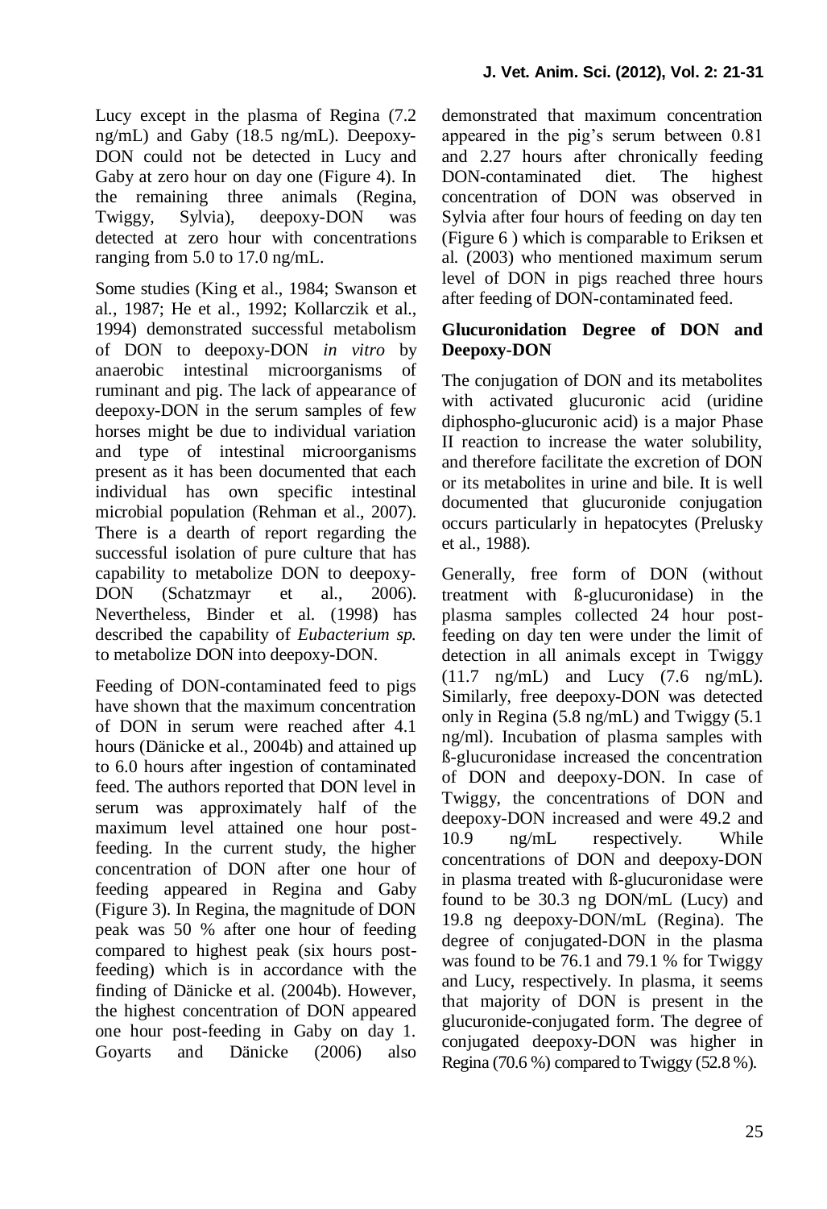Lucy except in the plasma of Regina (7.2 ng/mL) and Gaby (18.5 ng/mL). Deepoxy-DON could not be detected in Lucy and Gaby at zero hour on day one (Figure 4). In the remaining three animals (Regina, Twiggy, Sylvia), deepoxy-DON was detected at zero hour with concentrations ranging from 5.0 to 17.0 ng/mL.

Some studies (King et al., 1984; Swanson et al., 1987; He et al., 1992; Kollarczik et al., 1994) demonstrated successful metabolism of DON to deepoxy-DON *in vitro* by anaerobic intestinal microorganisms of ruminant and pig. The lack of appearance of deepoxy-DON in the serum samples of few horses might be due to individual variation and type of intestinal microorganisms present as it has been documented that each individual has own specific intestinal microbial population (Rehman et al., 2007). There is a dearth of report regarding the successful isolation of pure culture that has capability to metabolize DON to deepoxy-DON (Schatzmayr et al., 2006). Nevertheless, Binder et al. (1998) has described the capability of *Eubacterium sp.* to metabolize DON into deepoxy-DON.

Feeding of DON-contaminated feed to pigs have shown that the maximum concentration of DON in serum were reached after 4.1 hours (Dänicke et al., 2004b) and attained up to 6.0 hours after ingestion of contaminated feed. The authors reported that DON level in serum was approximately half of the maximum level attained one hour post-feeding. In the current study, the higher concentration of DON after one hour of feeding appeared in Regina and Gaby (Figure 3). In Regina, the magnitude of DON peak was 50 % after one hour of feeding compared to highest peak (six hours post-feeding) which is in accordance with the finding of Dänicke et al. (2004b). However, the highest concentration of DON appeared one hour post-feeding in Gaby on day 1. Goyarts and Dänicke (2006) also demonstrated that maximum concentration appeared in the pig's serum between 0.81 and 2.27 hours after chronically feeding DON-contaminated diet. The highest concentration of DON was observed in Sylvia after four hours of feeding on day ten (Figure 6 ) which is comparable to Eriksen et al. (2003) who mentioned maximum serum level of DON in pigs reached three hours after feeding of DON-contaminated feed.

**Glucuronidation Degree of DON and Deepoxy-DON**

The conjugation of DON and its metabolites with activated glucuronic acid (uridine diphospho-glucuronic acid) is a major Phase II reaction to increase the water solubility, and therefore facilitate the excretion of DON or its metabolites in urine and bile. It is well documented that glucuronide conjugation occurs particularly in hepatocytes (Prelusky et al., 1988).

Generally, free form of DON (without treatment with ß-glucuronidase) in the plasma samples collected 24 hour post-feeding on day ten were under the limit of detection in all animals except in Twiggy (11.7 ng/mL) and Lucy (7.6 ng/mL). Similarly, free deepoxy-DON was detected only in Regina (5.8 ng/mL) and Twiggy (5.1 ng/ml). Incubation of plasma samples with ß-glucuronidase increased the concentration of DON and deepoxy-DON. In case of Twiggy, the concentrations of DON and deepoxy-DON increased and were 49.2 and 10.9 ng/mL respectively. While concentrations of DON and deepoxy-DON in plasma treated with ß-glucuronidase were found to be 30.3 ng DON/mL (Lucy) and 19.8 ng deepoxy-DON/mL (Regina). The degree of conjugated-DON in the plasma was found to be 76.1 and 79.1 % for Twiggy and Lucy, respectively. In plasma, it seems that majority of DON is present in the glucuronide-conjugated form. The degree of conjugated deepoxy-DON was higher in Regina (70.6 %) compared to Twiggy (52.8 %).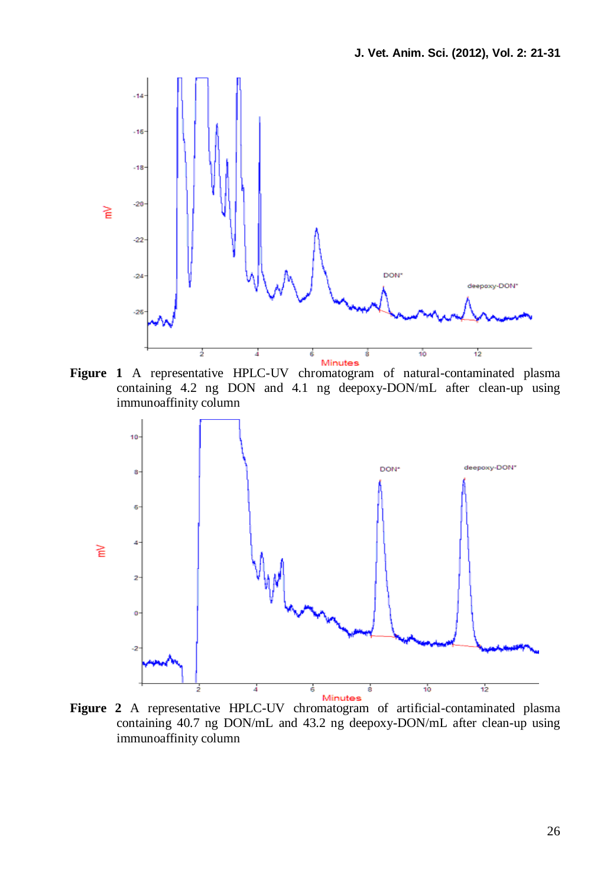**Figure 1** A representative HPLC-UV chromatogram of natural-contaminated plasma containing 4.2 ng DON and 4.1 ng deepoxy-DON/mL after clean-up using immunoaffinity column

**Figure 2** A representative HPLC-UV chromatogram of artificial-contaminated plasma containing 40.7 ng DON/mL and 43.2 ng deepoxy-DON/mL after clean-up using immunoaffinity column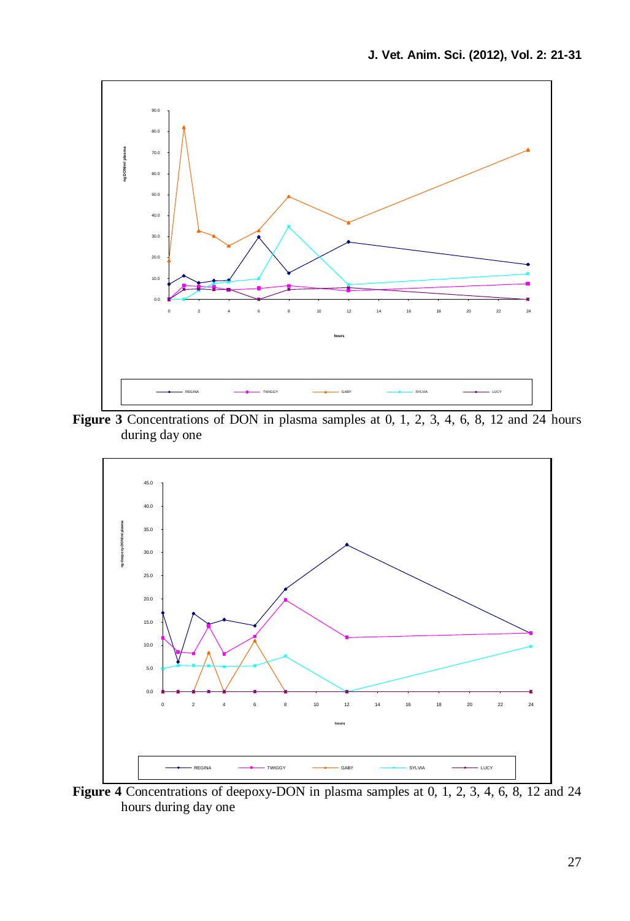**Figure 3** Concentrations of DON in plasma samples at 0, 1, 2, 3, 4, 6, 8, 12 and 24 hours during day one

**Figure 4** Concentrations of deepoxy-DON in plasma samples at 0, 1, 2, 3, 4, 6, 8, 12 and 24 hours during day one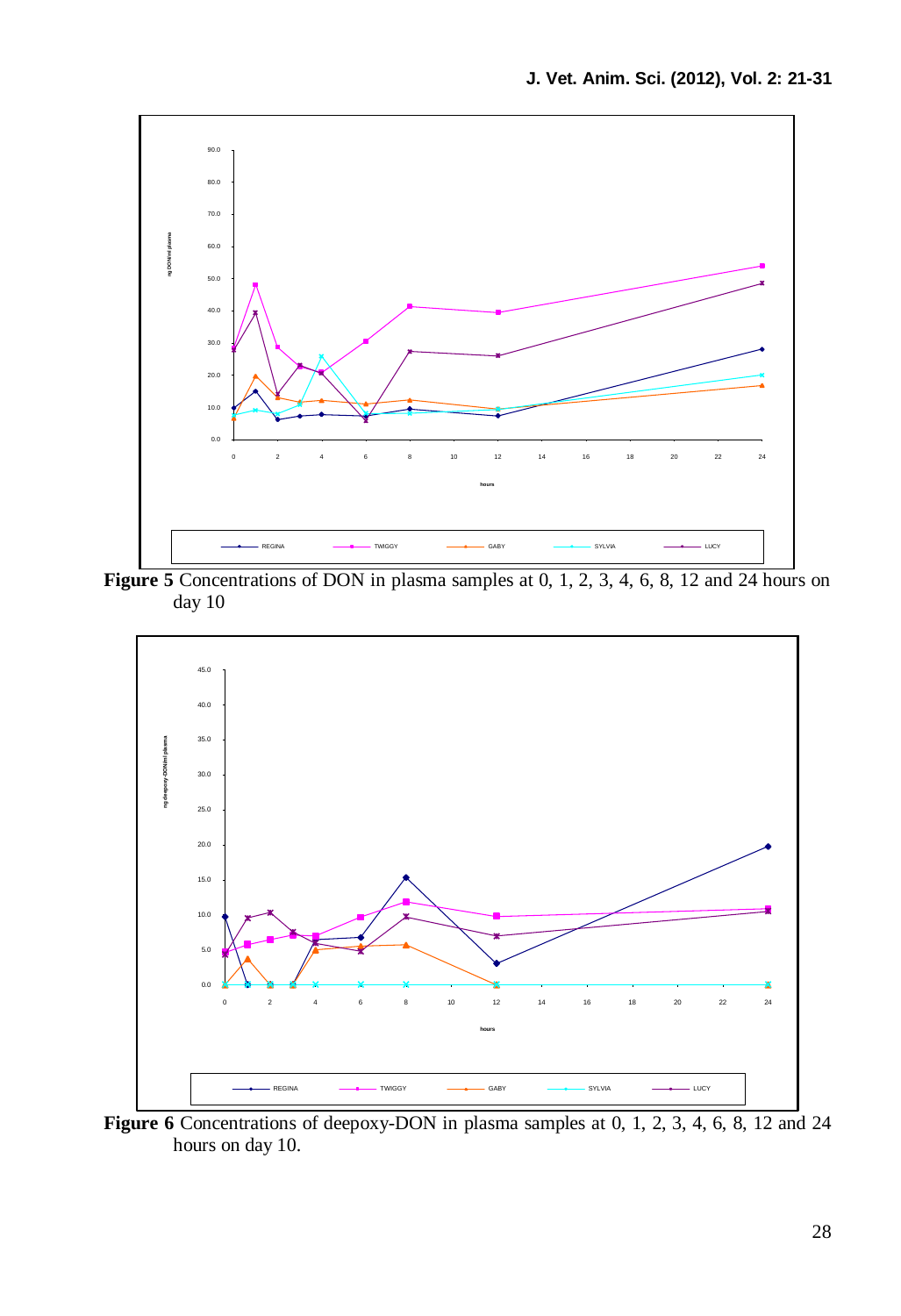Figure 5 Concentrations of DON in plasma samples at 0, 1, 2, 3, 4, 6, 8, 12 and 24 hours on day 10

Figure 6 Concentrations of deepoxy-DON in plasma samples at 0, 1, 2, 3, 4, 6, 8, 12 and 24 hours on day 10.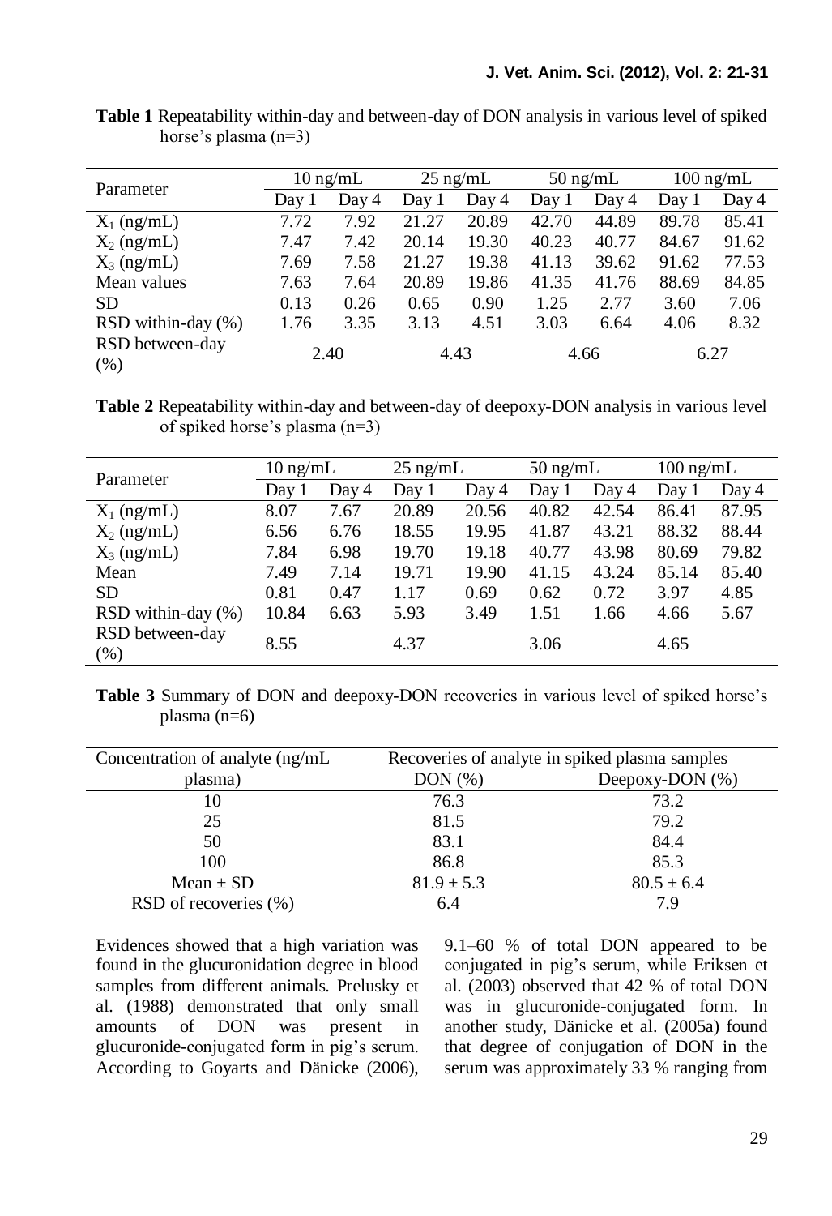**Table 1** Repeatability within-day and between-day of DON analysis in various level of spiked horse's plasma (n=3)

| Parameter | 10 ng/mL | | 25 ng/mL | | 50 ng/mL | | 100 ng/mL | |
|---|---|---|---|---|---|---|---|---|
| | Day 1 | Day 4 | Day 1 | Day 4 | Day 1 | Day 4 | Day 1 | Day 4 |
| $X_1$ (ng/mL) | 7.72 | 7.92 | 21.27 | 20.89 | 42.70 | 44.89 | 89.78 | 85.41 |
| $X_2$ (ng/mL) | 7.47 | 7.42 | 20.14 | 19.30 | 40.23 | 40.77 | 84.67 | 91.62 |
| $X_3$ (ng/mL) | 7.69 | 7.58 | 21.27 | 19.38 | 41.13 | 39.62 | 91.62 | 77.53 |
| Mean values | 7.63 | 7.64 | 20.89 | 19.86 | 41.35 | 41.76 | 88.69 | 84.85 |
| SD | 0.13 | 0.26 | 0.65 | 0.90 | 1.25 | 2.77 | 3.60 | 7.06 |
| RSD within-day (%) | 1.76 | 3.35 | 3.13 | 4.51 | 3.03 | 6.64 | 4.06 | 8.32 |
| RSD between-day (%) | 2.40 | | 4.43 | | 4.66 | | 6.27 | |

**Table 2** Repeatability within-day and between-day of deepoxy-DON analysis in various level of spiked horse's plasma (n=3)

| Parameter | 10 ng/mL | | 25 ng/mL | | 50 ng/mL | | 100 ng/mL | |
|---|---|---|---|---|---|---|---|---|
| | Day 1 | Day 4 | Day 1 | Day 4 | Day 1 | Day 4 | Day 1 | Day 4 |
| $X_1$ (ng/mL) | 8.07 | 7.67 | 20.89 | 20.56 | 40.82 | 42.54 | 86.41 | 87.95 |
| $X_2$ (ng/mL) | 6.56 | 6.76 | 18.55 | 19.95 | 41.87 | 43.21 | 88.32 | 88.44 |
| $X_3$ (ng/mL) | 7.84 | 6.98 | 19.70 | 19.18 | 40.77 | 43.98 | 80.69 | 79.82 |
| Mean | 7.49 | 7.14 | 19.71 | 19.90 | 41.15 | 43.24 | 85.14 | 85.40 |
| SD | 0.81 | 0.47 | 1.17 | 0.69 | 0.62 | 0.72 | 3.97 | 4.85 |
| RSD within-day (%) | 10.84 | 6.63 | 5.93 | 3.49 | 1.51 | 1.66 | 4.66 | 5.67 |
| RSD between-day (%) | 8.55 | | 4.37 | | 3.06 | | 4.65 | |

**Table 3** Summary of DON and deepoxy-DON recoveries in various level of spiked horse's plasma (n=6)

| Concentration of analyte (ng/mL plasma) | Recoveries of analyte in spiked plasma samples | |
|---|---|---|
| | DON (%) | Deepoxy-DON (%) |
| 10 | 76.3 | 73.2 |
| 25 | 81.5 | 79.2 |
| 50 | 83.1 | 84.4 |
| 100 | 86.8 | 85.3 |
| Mean ± SD | 81.9 ± 5.3 | 80.5 ± 6.4 |
| RSD of recoveries (%) | 6.4 | 7.9 |

Evidences showed that a high variation was found in the glucuronidation degree in blood samples from different animals. Prelusky et al. (1988) demonstrated that only small amounts of DON was present in glucuronide-conjugated form in pig's serum. According to Goyarts and Dänicke (2006), 9.1–60 % of total DON appeared to be conjugated in pig's serum, while Eriksen et al. (2003) observed that 42 % of total DON was in glucuronide-conjugated form. In another study, Dänicke et al. (2005a) found that degree of conjugation of DON in the serum was approximately 33 % ranging from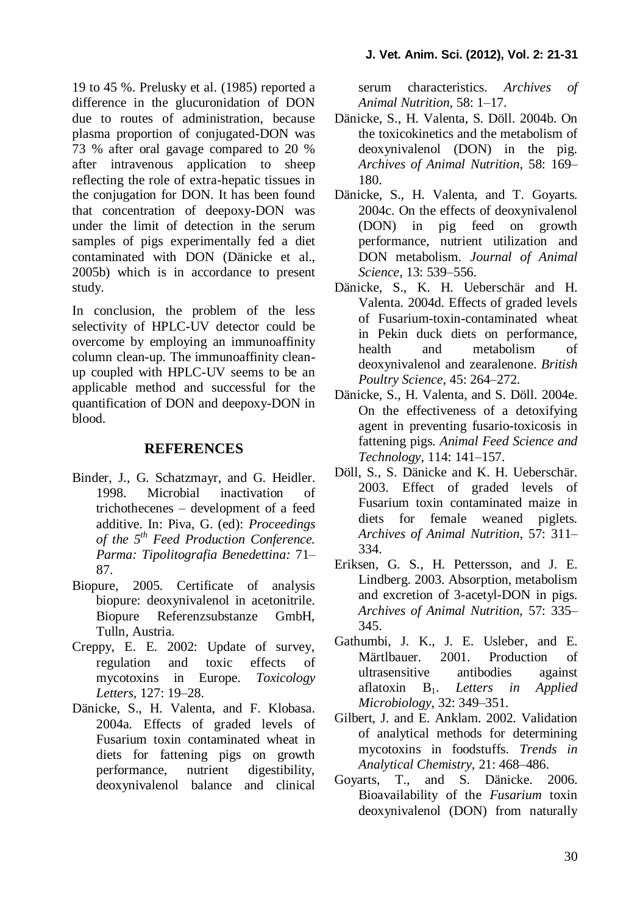19 to 45 %. Prelusky et al. (1985) reported a difference in the glucuronidation of DON due to routes of administration, because plasma proportion of conjugated-DON was 73 % after oral gavage compared to 20 % after intravenous application to sheep reflecting the role of extra-hepatic tissues in the conjugation for DON. It has been found that concentration of deepoxy-DON was under the limit of detection in the serum samples of pigs experimentally fed a diet contaminated with DON (Dänicke et al., 2005b) which is in accordance to present study.

In conclusion, the problem of the less selectivity of HPLC-UV detector could be overcome by employing an immunoaffinity column clean-up. The immunoaffinity clean-up coupled with HPLC-UV seems to be an applicable method and successful for the quantification of DON and deepoxy-DON in blood.

## REFERENCES

- Binder, J., G. Schatzmayr, and G. Heidler. 1998. Microbial inactivation of trichothecenes – development of a feed additive. In: Piva, G. (ed): *Proceedings of the 5$^{th}$ Feed Production Conference. Parma: Tipolitografia Benedettina:* 71–87.
- Biopure, 2005. Certificate of analysis biopure: deoxynivalenol in acetonitrile. Biopure Referenzsubstanze GmbH, Tulln, Austria.
- Creppy, E. E. 2002: Update of survey, regulation and toxic effects of mycotoxins in Europe. *Toxicology Letters,* 127: 19–28.
- Dänicke, S., H. Valenta, and F. Klobasa. 2004a. Effects of graded levels of Fusarium toxin contaminated wheat in diets for fattening pigs on growth performance, nutrient digestibility, deoxynivalenol balance and clinical serum characteristics. *Archives of Animal Nutrition,* 58: 1–17.
- Dänicke, S., H. Valenta, S. Döll. 2004b. On the toxicokinetics and the metabolism of deoxynivalenol (DON) in the pig. *Archives of Animal Nutrition*, 58: 169–180.
- Dänicke, S., H. Valenta, and T. Goyarts. 2004c. On the effects of deoxynivalenol (DON) in pig feed on growth performance, nutrient utilization and DON metabolism. *Journal of Animal Science,* 13: 539–556.
- Dänicke, S., K. H. Ueberschär and H. Valenta. 2004d. Effects of graded levels of Fusarium-toxin-contaminated wheat in Pekin duck diets on performance, health and metabolism of deoxynivalenol and zearalenone. *British Poultry Science*, 45: 264–272.
- Dänicke, S., H. Valenta, and S. Döll. 2004e. On the effectiveness of a detoxifying agent in preventing fusario-toxicosis in fattening pigs. *Animal Feed Science and Technology,* 114: 141–157.
- Döll, S., S. Dänicke and K. H. Ueberschär. 2003. Effect of graded levels of Fusarium toxin contaminated maize in diets for female weaned piglets. *Archives of Animal Nutrition*, 57: 311–334.
- Eriksen, G. S., H. Pettersson, and J. E. Lindberg. 2003. Absorption, metabolism and excretion of 3-acetyl-DON in pigs. *Archives of Animal Nutrition*, 57: 335–345.
- Gathumbi, J. K., J. E. Usleber, and E. Märtlbauer. 2001. Production of ultrasensitive antibodies against aflatoxin $B_1$. *Letters in Applied Microbiology,* 32: 349–351.
- Gilbert, J. and E. Anklam. 2002. Validation of analytical methods for determining mycotoxins in foodstuffs. *Trends in Analytical Chemistry*, 21: 468–486.
- Goyarts, T., and S. Dänicke. 2006. Bioavailability of the *Fusarium* toxin deoxynivalenol (DON) from naturally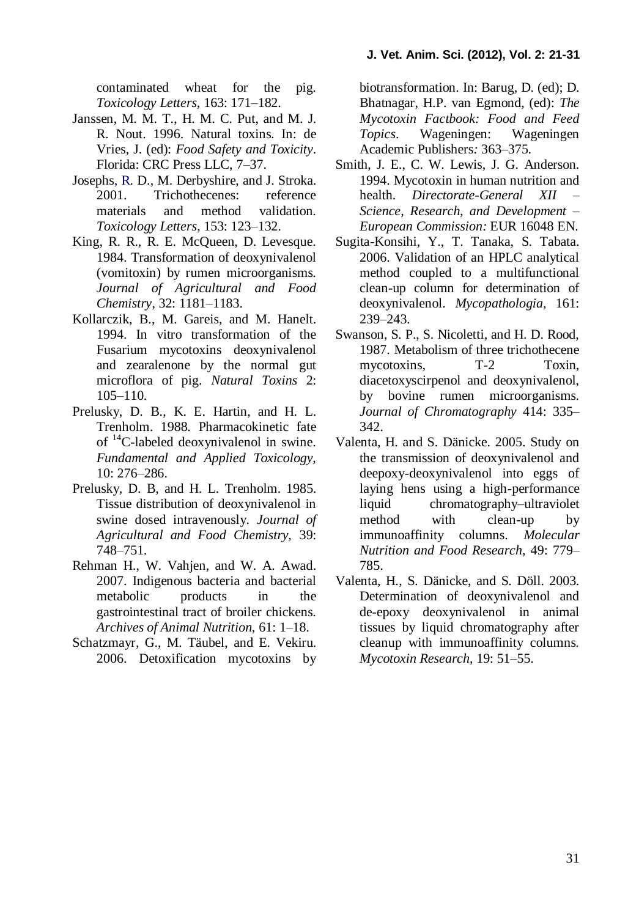contaminated wheat for the pig. *Toxicology Letters*, 163: 171–182.

Janssen, M. M. T., H. M. C. Put, and M. J. R. Nout. 1996. Natural toxins. In: de Vries, J. (ed): *Food Safety and Toxicity*. Florida: CRC Press LLC, 7–37.

Josephs, R. D., M. Derbyshire, and J. Stroka. 2001. Trichothecenes: reference materials and method validation. *Toxicology Letters*, 153: 123–132.

King, R. R., R. E. McQueen, D. Levesque. 1984. Transformation of deoxynivalenol (vomitoxin) by rumen microorganisms. *Journal of Agricultural and Food Chemistry*, 32: 1181–1183.

Kollarczik, B., M. Gareis, and M. Hanelt. 1994. In vitro transformation of the Fusarium mycotoxins deoxynivalenol and zearalenone by the normal gut microflora of pig. *Natural Toxins* 2: 105–110.

Prelusky, D. B., K. E. Hartin, and H. L. Trenholm. 1988. Pharmacokinetic fate of $^{14}$C-labeled deoxynivalenol in swine. *Fundamental and Applied Toxicology*, 10: 276–286.

Prelusky, D. B, and H. L. Trenholm. 1985. Tissue distribution of deoxynivalenol in swine dosed intravenously. *Journal of Agricultural and Food Chemistry*, 39: 748–751.

Rehman H., W. Vahjen, and W. A. Awad. 2007. Indigenous bacteria and bacterial metabolic products in the gastrointestinal tract of broiler chickens. *Archives of Animal Nutrition*, 61: 1–18.

Schatzmayr, G., M. Täubel, and E. Vekiru. 2006. Detoxification mycotoxins by biotransformation. In: Barug, D. (ed); D. Bhatnagar, H.P. van Egmond, (ed): *The Mycotoxin Factbook: Food and Feed Topics*. Wageningen: Wageningen Academic Publishers*:* 363–375.

Smith, J. E., C. W. Lewis, J. G. Anderson. 1994. Mycotoxin in human nutrition and health. *Directorate-General XII – Science, Research, and Development – European Commission:* EUR 16048 EN.

Sugita-Konsihi, Y., T. Tanaka, S. Tabata. 2006. Validation of an HPLC analytical method coupled to a multifunctional clean-up column for determination of deoxynivalenol. *Mycopathologia*, 161: 239–243.

Swanson, S. P., S. Nicoletti, and H. D. Rood, 1987. Metabolism of three trichothecene mycotoxins, T-2 Toxin, diacetoxyscirpenol and deoxynivalenol, by bovine rumen microorganisms. *Journal of Chromatography* 414: 335–342.

Valenta, H. and S. Dänicke. 2005. Study on the transmission of deoxynivalenol and deepoxy-deoxynivalenol into eggs of laying hens using a high-performance liquid chromatography–ultraviolet method with clean-up by immunoaffinity columns. *Molecular Nutrition and Food Research*, 49: 779–785.

Valenta, H., S. Dänicke, and S. Döll. 2003. Determination of deoxynivalenol and de-epoxy deoxynivalenol in animal tissues by liquid chromatography after cleanup with immunoaffinity columns. *Mycotoxin Research*, 19: 51–55.